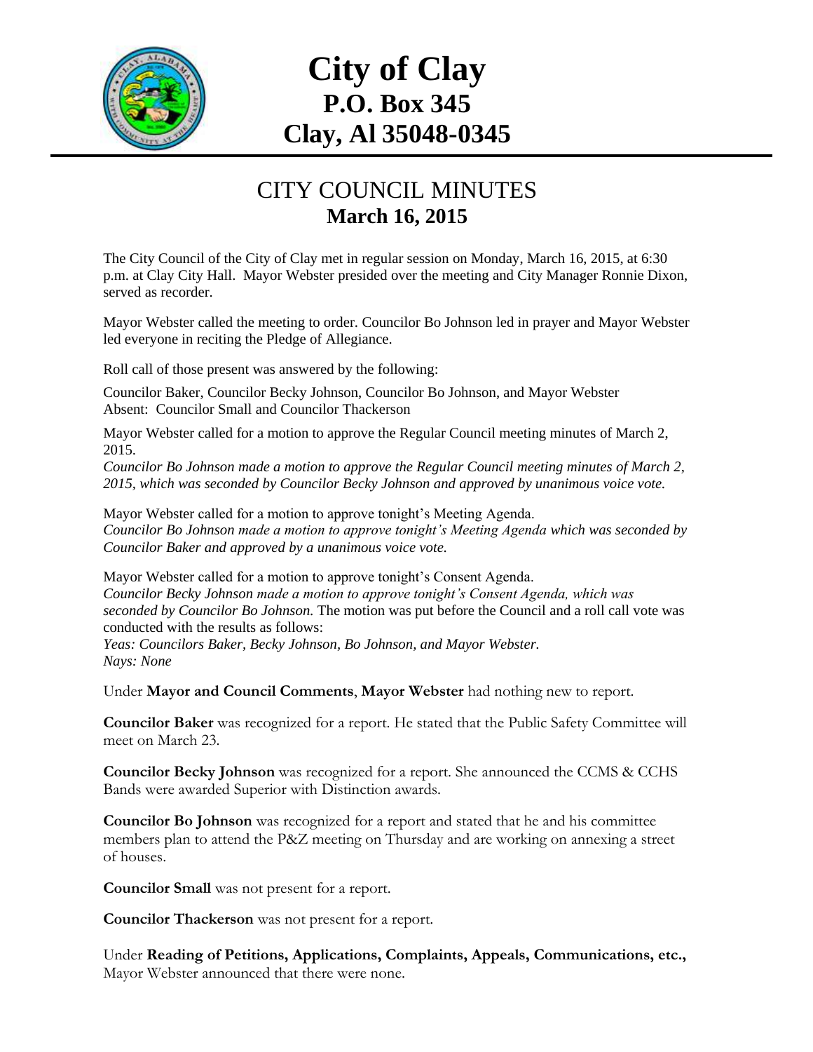# City of Clay
## P.O. Box 345
## Clay, Al 35048-0345

## CITY COUNCIL MINUTES
### March 16, 2015

The City Council of the City of Clay met in regular session on Monday, March 16, 2015, at 6:30 p.m. at Clay City Hall. Mayor Webster presided over the meeting and City Manager Ronnie Dixon, served as recorder.

Mayor Webster called the meeting to order. Councilor Bo Johnson led in prayer and Mayor Webster led everyone in reciting the Pledge of Allegiance.

Roll call of those present was answered by the following:

Councilor Baker, Councilor Becky Johnson, Councilor Bo Johnson, and Mayor Webster
Absent: Councilor Small and Councilor Thackerson

Mayor Webster called for a motion to approve the Regular Council meeting minutes of March 2, 2015.
*Councilor Bo Johnson made a motion to approve the Regular Council meeting minutes of March 2, 2015, which was seconded by Councilor Becky Johnson and approved by unanimous voice vote.*

Mayor Webster called for a motion to approve tonight's Meeting Agenda.
*Councilor Bo Johnson made a motion to approve tonight's Meeting Agenda which was seconded by Councilor Baker and approved by a unanimous voice vote.*

Mayor Webster called for a motion to approve tonight's Consent Agenda.
*Councilor Becky Johnson made a motion to approve tonight's Consent Agenda, which was seconded by Councilor Bo Johnson.* The motion was put before the Council and a roll call vote was conducted with the results as follows:
*Yeas: Councilors Baker, Becky Johnson, Bo Johnson, and Mayor Webster.*
*Nays: None*

Under **Mayor and Council Comments**, **Mayor Webster** had nothing new to report.

**Councilor Baker** was recognized for a report. He stated that the Public Safety Committee will meet on March 23.

**Councilor Becky Johnson** was recognized for a report. She announced the CCMS & CCHS Bands were awarded Superior with Distinction awards.

**Councilor Bo Johnson** was recognized for a report and stated that he and his committee members plan to attend the P&Z meeting on Thursday and are working on annexing a street of houses.

**Councilor Small** was not present for a report.

**Councilor Thackerson** was not present for a report.

Under **Reading of Petitions, Applications, Complaints, Appeals, Communications, etc.,** Mayor Webster announced that there were none.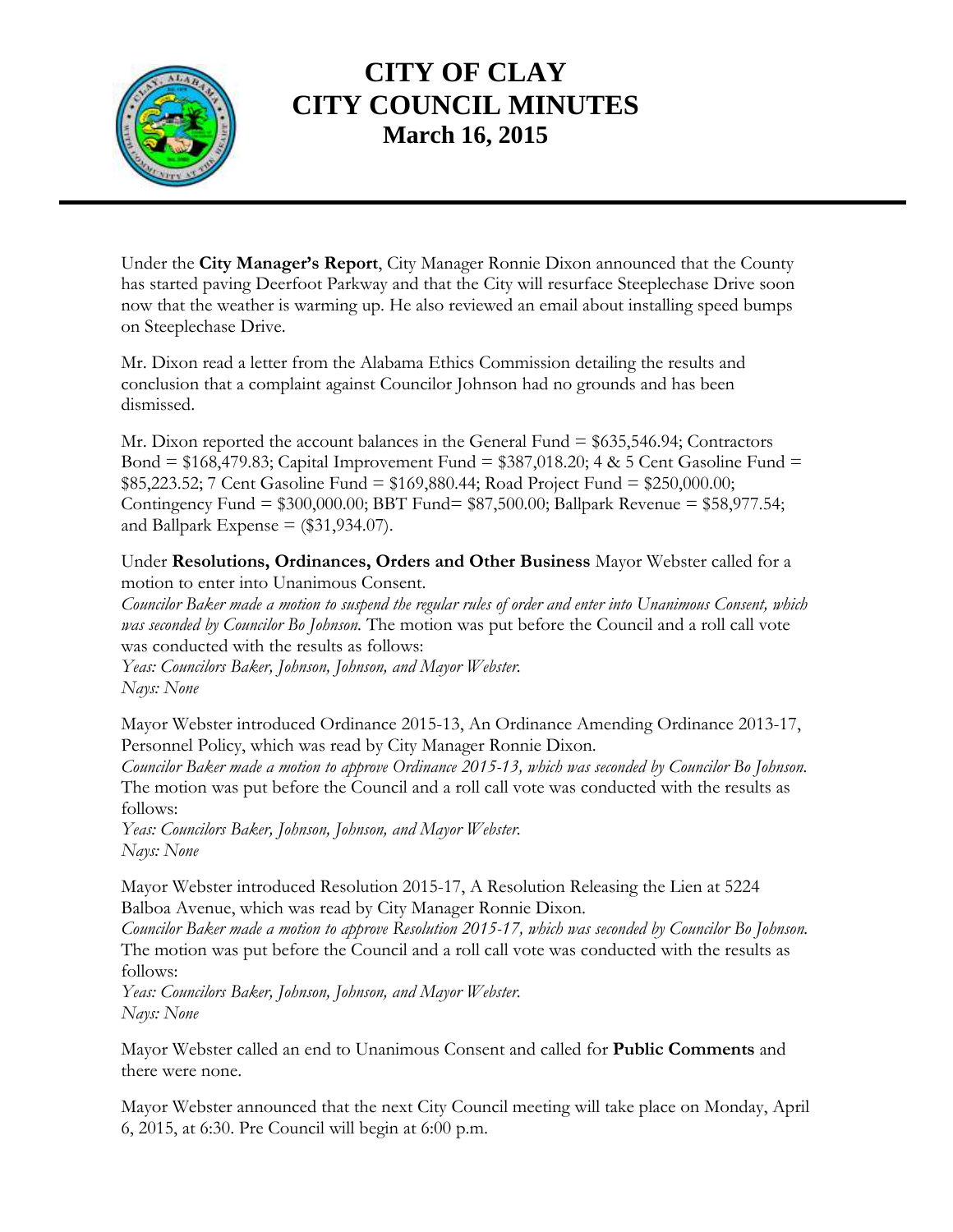Under the **City Manager's Report**, City Manager Ronnie Dixon announced that the County has started paving Deerfoot Parkway and that the City will resurface Steeplechase Drive soon now that the weather is warming up. He also reviewed an email about installing speed bumps on Steeplechase Drive.

Mr. Dixon read a letter from the Alabama Ethics Commission detailing the results and conclusion that a complaint against Councilor Johnson had no grounds and has been dismissed.

Mr. Dixon reported the account balances in the General Fund = $635,546.94; Contractors Bond = $168,479.83; Capital Improvement Fund = $387,018.20; 4 & 5 Cent Gasoline Fund = $85,223.52; 7 Cent Gasoline Fund = $169,880.44; Road Project Fund = $250,000.00; Contingency Fund = $300,000.00; BBT Fund= $87,500.00; Ballpark Revenue = $58,977.54; and Ballpark Expense = ($31,934.07).

Under **Resolutions, Ordinances, Orders and Other Business** Mayor Webster called for a motion to enter into Unanimous Consent.
*Councilor Baker made a motion to suspend the regular rules of order and enter into Unanimous Consent, which was seconded by Councilor Bo Johnson.* The motion was put before the Council and a roll call vote was conducted with the results as follows:
*Yeas: Councilors Baker, Johnson, Johnson, and Mayor Webster.*
*Nays: None*

Mayor Webster introduced Ordinance 2015-13, An Ordinance Amending Ordinance 2013-17, Personnel Policy, which was read by City Manager Ronnie Dixon.
*Councilor Baker made a motion to approve Ordinance 2015-13, which was seconded by Councilor Bo Johnson.* The motion was put before the Council and a roll call vote was conducted with the results as follows:
*Yeas: Councilors Baker, Johnson, Johnson, and Mayor Webster.*
*Nays: None*

Mayor Webster introduced Resolution 2015-17, A Resolution Releasing the Lien at 5224 Balboa Avenue, which was read by City Manager Ronnie Dixon.
*Councilor Baker made a motion to approve Resolution 2015-17, which was seconded by Councilor Bo Johnson.* The motion was put before the Council and a roll call vote was conducted with the results as follows:
*Yeas: Councilors Baker, Johnson, Johnson, and Mayor Webster.*
*Nays: None*

Mayor Webster called an end to Unanimous Consent and called for **Public Comments** and there were none.

Mayor Webster announced that the next City Council meeting will take place on Monday, April 6, 2015, at 6:30. Pre Council will begin at 6:00 p.m.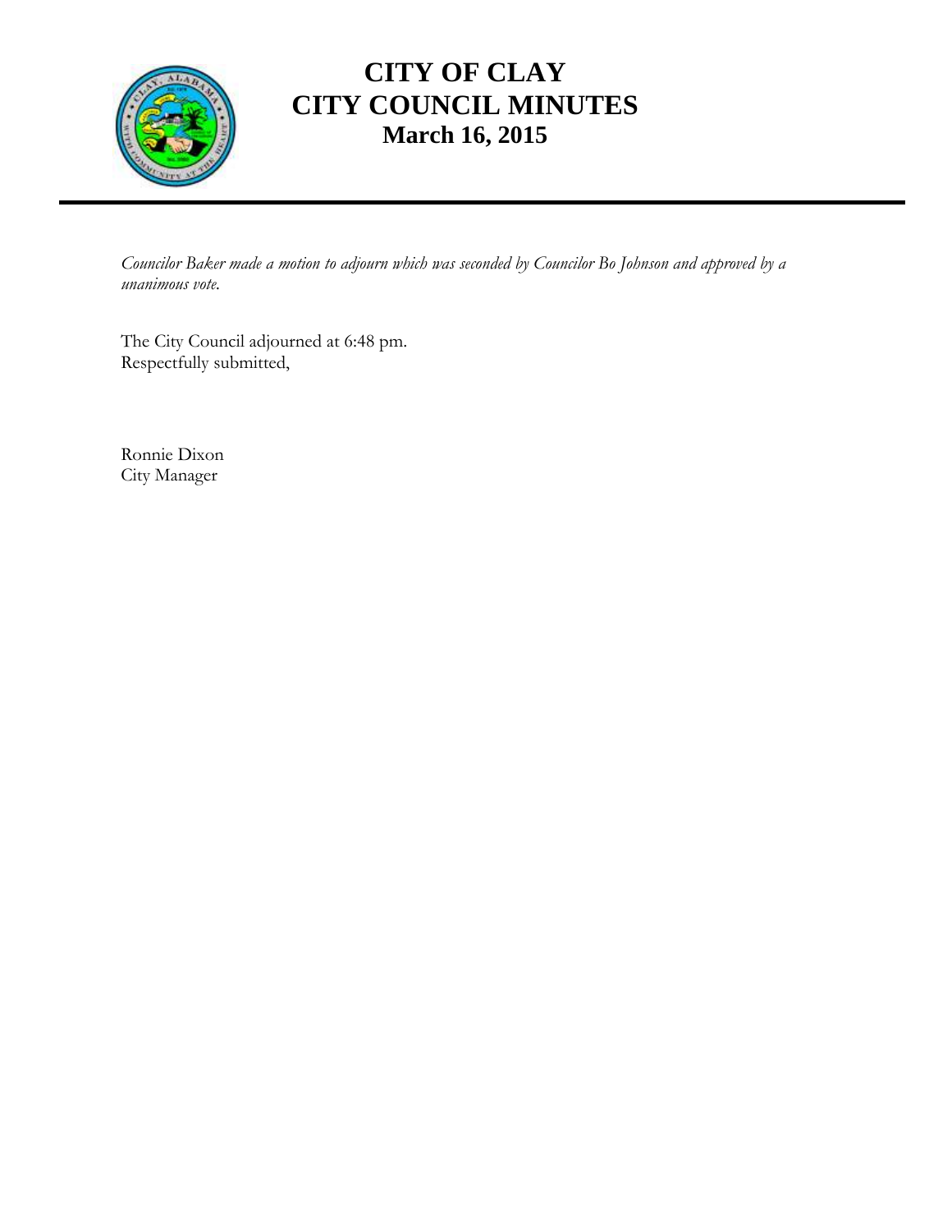# CITY OF CLAY
# CITY COUNCIL MINUTES
## March 16, 2015

*Councilor Baker made a motion to adjourn which was seconded by Councilor Bo Johnson and approved by a unanimous vote.*

The City Council adjourned at 6:48 pm.
Respectfully submitted,

Ronnie Dixon
City Manager